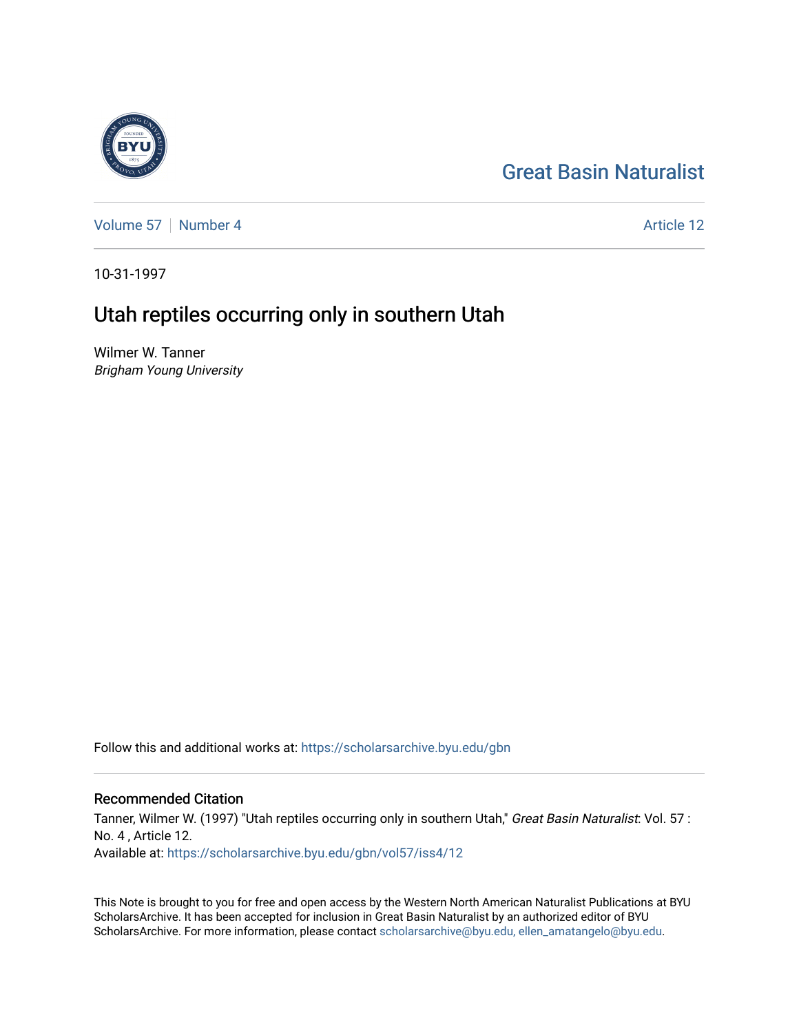Great Basin Naturalist

Volume 57 | Number 4 | Article 12

10-31-1997

# Utah reptiles occurring only in southern Utah

Wilmer W. Tanner
*Brigham Young University*

Follow this and additional works at: https://scholarsarchive.byu.edu/gbn

## Recommended Citation

Tanner, Wilmer W. (1997) "Utah reptiles occurring only in southern Utah," *Great Basin Naturalist*: Vol. 57 : No. 4 , Article 12.
Available at: https://scholarsarchive.byu.edu/gbn/vol57/iss4/12

This Note is brought to you for free and open access by the Western North American Naturalist Publications at BYU ScholarsArchive. It has been accepted for inclusion in Great Basin Naturalist by an authorized editor of BYU ScholarsArchive. For more information, please contact scholarsarchive@byu.edu, ellen_amatangelo@byu.edu.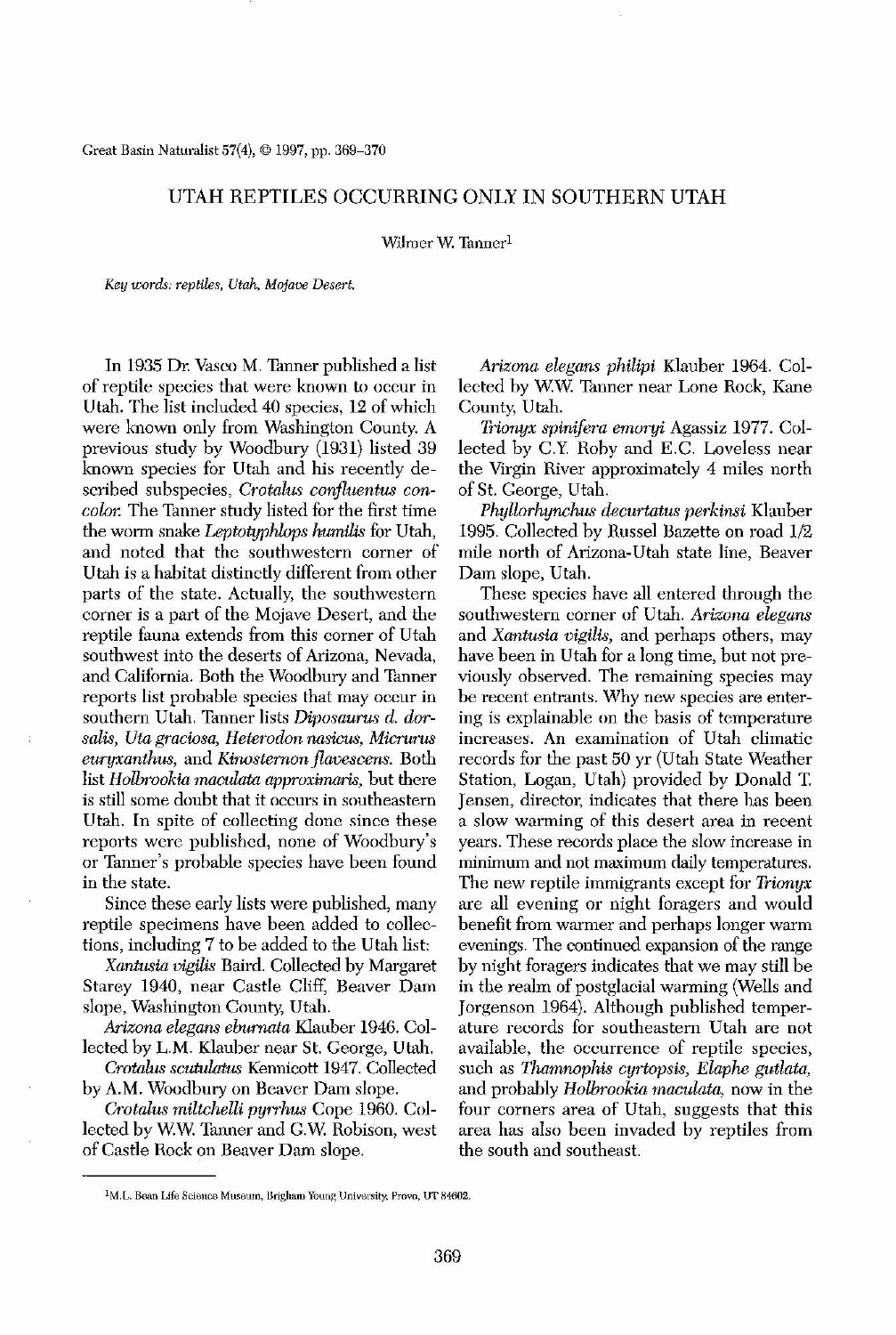# UTAH REPTILES OCCURRING ONLY IN SOUTHERN UTAH

Wilmer W. Tanner[1]

*Key words: reptiles, Utah, Mojave Desert.*

In 1935 Dr. Vasco M. Tanner published a list of reptile species that were known to occur in Utah. The list included 40 species, 12 of which were known only from Washington County. A previous study by Woodbury (1931) listed 39 known species for Utah and his recently described subspecies, *Crotalus confluentus concolor.* The Tanner study listed for the first time the worm snake *Leptotyphlops humilis* for Utah, and noted that the southwestern corner of Utah is a habitat distinctly different from other parts of the state. Actually, the southwestern corner is a part of the Mojave Desert, and the reptile fauna extends from this corner of Utah southwest into the deserts of Arizona, Nevada, and California. Both the Woodbury and Tanner reports list probable species that may occur in southern Utah. Tanner lists *Diposaurus d. dorsalis, Uta graciosa, Heterodon nasicus, Micrurus euryxanthus,* and *Kinosternon flavescens.* Both list *Holbrookia maculata approximaris,* but there is still some doubt that it occurs in southeastern Utah. In spite of collecting done since these reports were published, none of Woodbury's or Tanner's probable species have been found in the state.

Since these early lists were published, many reptile specimens have been added to collections, including 7 to be added to the Utah list:

*Xantusia vigilis* Baird. Collected by Margaret Starey 1940, near Castle Cliff, Beaver Dam slope, Washington County, Utah.

*Arizona elegans eburnata* Klauber 1946. Collected by L.M. Klauber near St. George, Utah.

*Crotalus scutulatus* Kennicott 1947. Collected by A.M. Woodbury on Beaver Dam slope.

*Crotalus miltchelli pyrrhus* Cope 1960. Collected by W.W. Tanner and G.W. Robison, west of Castle Rock on Beaver Dam slope.

*Arizona elegans philipi* Klauber 1964. Collected by W.W. Tanner near Lone Rock, Kane County, Utah.

*Trionyx spinifera emoryi* Agassiz 1977. Collected by C.Y. Roby and E.C. Loveless near the Virgin River approximately 4 miles north of St. George, Utah.

*Phyllorhynchus decurtatus perkinsi* Klauber 1995. Collected by Russel Bazette on road 1/2 mile north of Arizona-Utah state line, Beaver Dam slope, Utah.

These species have all entered through the southwestern corner of Utah. *Arizona elegans* and *Xantusia vigilis,* and perhaps others, may have been in Utah for a long time, but not previously observed. The remaining species may be recent entrants. Why new species are entering is explainable on the basis of temperature increases. An examination of Utah climatic records for the past 50 yr (Utah State Weather Station, Logan, Utah) provided by Donald T. Jensen, director, indicates that there has been a slow warming of this desert area in recent years. These records place the slow increase in minimum and not maximum daily temperatures. The new reptile immigrants except for *Trionyx* are all evening or night foragers and would benefit from warmer and perhaps longer warm evenings. The continued expansion of the range by night foragers indicates that we may still be in the realm of postglacial warming (Wells and Jorgenson 1964). Although published temperature records for southeastern Utah are not available, the occurrence of reptile species, such as *Thamnophis cyrtopsis, Elaphe gutlata,* and probably *Holbrookia maculata,* now in the four corners area of Utah, suggests that this area has also been invaded by reptiles from the south and southeast.

[1]M.L. Bean Life Science Museum, Brigham Young University, Provo, UT 84602.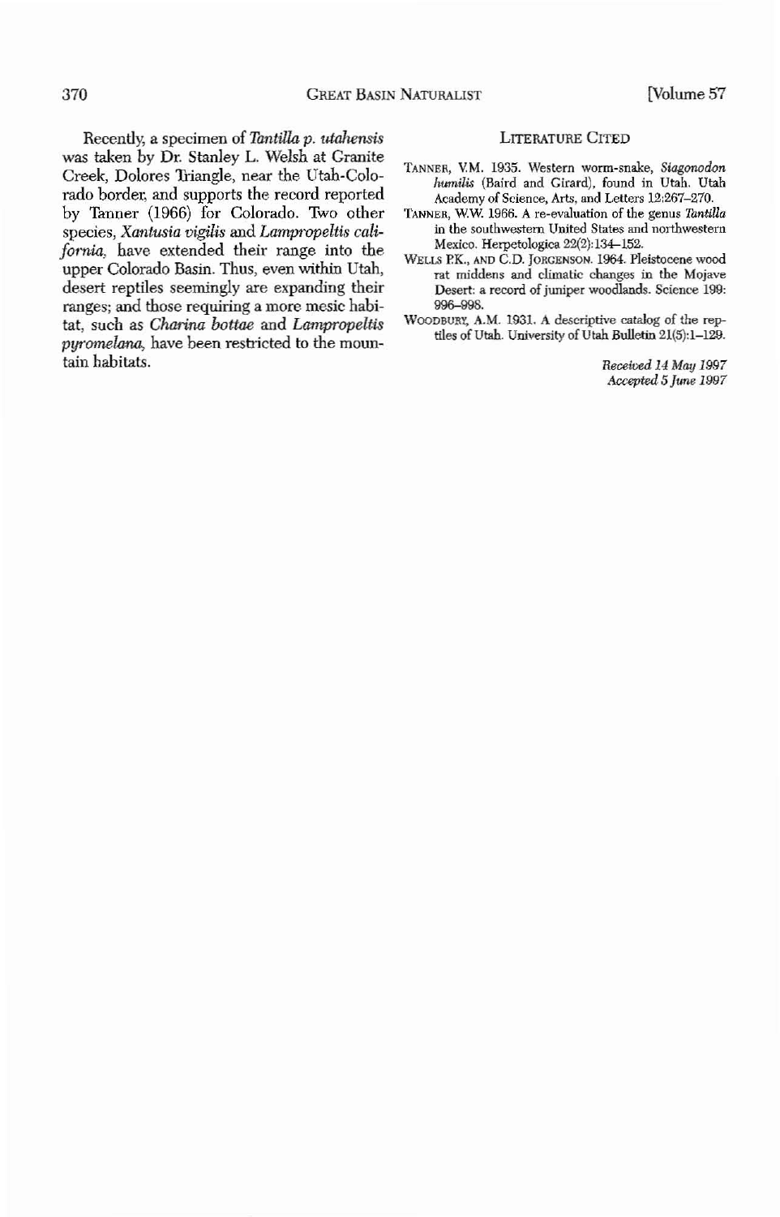Recently, a specimen of *Tantilla p. utahensis* was taken by Dr. Stanley L. Welsh at Granite Creek, Dolores Triangle, near the Utah-Colorado border, and supports the record reported by Tanner (1966) for Colorado. Two other species, *Xantusia vigilis* and *Lampropeltis californi­a*, have extended their range into the upper Colorado Basin. Thus, even within Utah, desert reptiles seemingly are expanding their ranges; and those requiring a more mesic habitat, such as *Charina bottae* and *Lampropeltis pyromelana*, have been restricted to the mountain habitats.

## Literature Cited

Tanner, V.M. 1935. Western worm-snake, *Siagonodon humilis* (Baird and Girard), found in Utah. Utah Academy of Science, Arts, and Letters 12:267–270.

Tanner, W.W. 1966. A re-evaluation of the genus *Tantilla* in the southwestern United States and northwestern Mexico. Herpetologica 22(2):134–152.

Wells P.K., and C.D. Jorgenson. 1964. Pleistocene wood rat middens and climatic changes in the Mojave Desert: a record of juniper woodlands. Science 199: 996–998.

Woodbury, A.M. 1931. A descriptive catalog of the reptiles of Utah. University of Utah Bulletin 21(5):1–129.

*Received 14 May 1997*
*Accepted 5 June 1997*